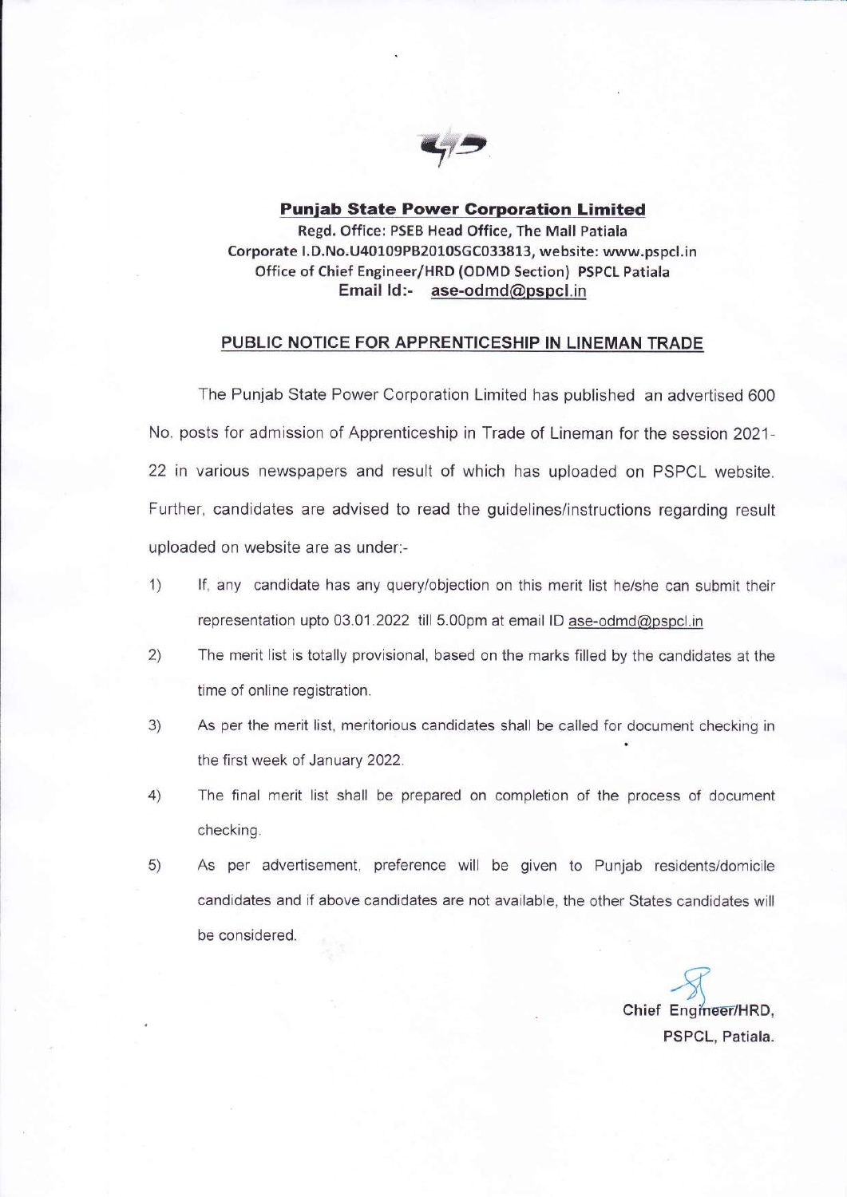**Punjab State Power Corporation Limited**

Regd. Office: PSEB Head Office, The Mall Patiala
Corporate I.D.No.U40109PB2010SGC033813, website: www.pspcl.in
Office of Chief Engineer/HRD (ODMD Section) PSPCL Patiala
**Email Id:- ase-odmd@pspcl.in**

## PUBLIC NOTICE FOR APPRENTICESHIP IN LINEMAN TRADE

The Punjab State Power Corporation Limited has published an advertised 600 No. posts for admission of Apprenticeship in Trade of Lineman for the session 2021-22 in various newspapers and result of which has uploaded on PSPCL website. Further, candidates are advised to read the guidelines/instructions regarding result uploaded on website are as under:-

1) If, any candidate has any query/objection on this merit list he/she can submit their representation upto 03.01.2022 till 5.00pm at email ID ase-odmd@pspcl.in
2) The merit list is totally provisional, based on the marks filled by the candidates at the time of online registration.
3) As per the merit list, meritorious candidates shall be called for document checking in the first week of January 2022.
4) The final merit list shall be prepared on completion of the process of document checking.
5) As per advertisement, preference will be given to Punjab residents/domicile candidates and if above candidates are not available, the other States candidates will be considered.

Chief Engineer/HRD,
PSPCL, Patiala.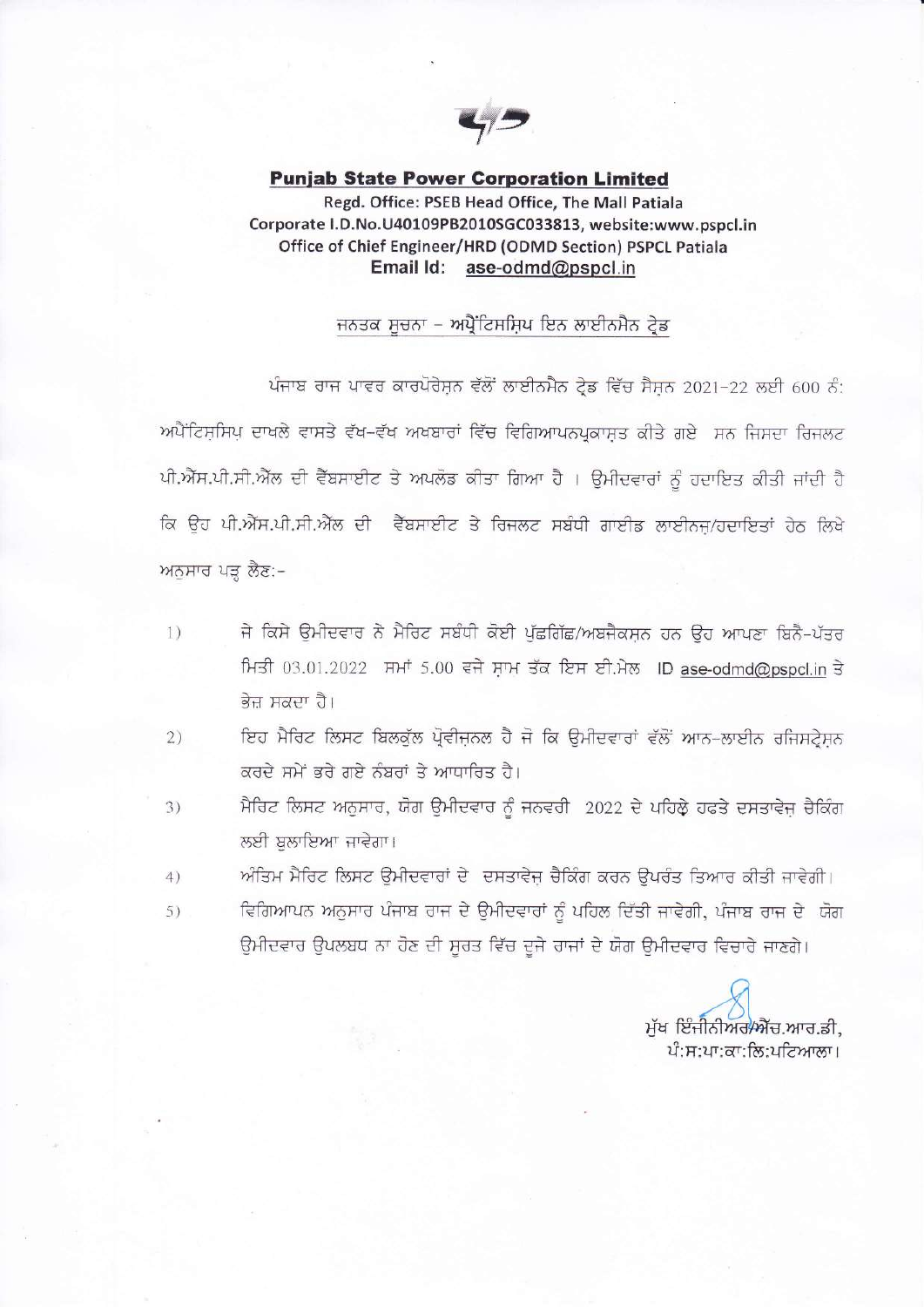**Punjab State Power Corporation Limited**

Regd. Office: PSEB Head Office, The Mall Patiala
Corporate I.D.No.U40109PB2010SGC033813, website:www.pspcl.in
Office of Chief Engineer/HRD (ODMD Section) PSPCL Patiala
**Email Id: ase-odmd@pspcl.in**

ਜਨਤਕ ਸੂਚਨਾ – ਅਪ੍ਰੈਂਟਿਸਸ਼ਿਪ ਇਨ ਲਾਈਨਮੈਨ ਟ੍ਰੇਡ

ਪੰਜਾਬ ਰਾਜ ਪਾਵਰ ਕਾਰਪੋਰੇਸ਼ਨ ਵੱਲੋਂ ਲਾਈਨਮੈਨ ਟ੍ਰੇਡ ਵਿੱਚ ਸੈਸ਼ਨ 2021-22 ਲਈ 600 ਨੰ: ਅਪ੍ਰੈਂਟਿਸਸ਼ਿਪ ਦਾਖਲੇ ਵਾਸਤੇ ਵੱਖ-ਵੱਖ ਅਖ਼ਬਾਰਾਂ ਵਿੱਚ ਵਿਗਿਆਪਨਪ੍ਰਕਾਸ਼ਤ ਕੀਤੇ ਗਏ ਸਨ ਜਿਸਦਾ ਰਿਜਲਟ ਪੀ.ਐੱਸ.ਪੀ.ਸੀ.ਐੱਲ ਦੀ ਵੈੱਬਸਾਈਟ ਤੇ ਅਪਲੋਡ ਕੀਤਾ ਗਿਆ ਹੈ । ਉਮੀਦਵਾਰਾਂ ਨੂੰ ਹਦਾਇਤ ਕੀਤੀ ਜਾਂਦੀ ਹੈ ਕਿ ਉਹ ਪੀ.ਐੱਸ.ਪੀ.ਸੀ.ਐੱਲ ਦੀ ਵੈੱਬਸਾਈਟ ਤੇ ਰਿਜਲਟ ਸਬੰਧੀ ਗਾਈਡ ਲਾਈਨਜ਼/ਹਦਾਇਤਾਂ ਹੇਠ ਲਿਖੇ ਅਨੁਸਾਰ ਪੜ੍ਹ ਲੈਣ:-

1) ਜੇ ਕਿਸੇ ਉਮੀਦਵਾਰ ਨੇ ਮੈਰਿਟ ਸਬੰਧੀ ਕੋਈ ਪੁੱਛਗਿੱਛ/ਅਬਜੈਕਸ਼ਨ ਹਨ ਉਹ ਆਪਣਾ ਬਿਨੈ-ਪੱਤਰ ਮਿਤੀ 03.01.2022 ਸਮਾਂ 5.00 ਵਜੇ ਸ਼ਾਮ ਤੱਕ ਇਸ ਈ.ਮੇਲ ID ase-odmd@pspcl.in ਤੇ ਭੇਜ ਸਕਦਾ ਹੈ।
2) ਇਹ ਮੈਰਿਟ ਲਿਸਟ ਬਿਲਕੁੱਲ ਪ੍ਰੋਵੀਜ਼ਨਲ ਹੈ ਜੋ ਕਿ ਉਮੀਦਵਾਰਾਂ ਵੱਲੋਂ ਆਨ-ਲਾਈਨ ਰਜਿਸਟ੍ਰੇਸ਼ਨ ਕਰਦੇ ਸਮੇਂ ਭਰੇ ਗਏ ਨੰਬਰਾਂ ਤੇ ਆਧਾਰਿਤ ਹੈ।
3) ਮੈਰਿਟ ਲਿਸਟ ਅਨੁਸਾਰ, ਯੋਗ ਉਮੀਦਵਾਰ ਨੂੰ ਜਨਵਰੀ 2022 ਦੇ ਪਹਿਲੇ ਹਫਤੇ ਦਸਤਾਵੇਜ਼ ਚੈਕਿੰਗ ਲਈ ਬੁਲਾਇਆ ਜਾਵੇਗਾ।
4) ਅੰਤਿਮ ਮੈਰਿਟ ਲਿਸਟ ਉਮੀਦਵਾਰਾਂ ਦੇ ਦਸਤਾਵੇਜ਼ ਚੈਕਿੰਗ ਕਰਨ ਉਪਰੰਤ ਤਿਆਰ ਕੀਤੀ ਜਾਵੇਗੀ।
5) ਵਿਗਿਆਪਨ ਅਨੁਸਾਰ ਪੰਜਾਬ ਰਾਜ ਦੇ ਉਮੀਦਵਾਰਾਂ ਨੂੰ ਪਹਿਲ ਦਿੱਤੀ ਜਾਵੇਗੀ, ਪੰਜਾਬ ਰਾਜ ਦੇ ਯੋਗ ਉਮੀਦਵਾਰ ਉਪਲਬਧ ਨਾ ਹੋਣ ਦੀ ਸੂਰਤ ਵਿੱਚ ਦੂਜੇ ਰਾਜਾਂ ਦੇ ਯੋਗ ਉਮੀਦਵਾਰ ਵਿਚਾਰੇ ਜਾਣਗੇ।

ਮੁੱਖ ਇੰਜੀਨੀਅਰ/ਐੱਚ.ਆਰ.ਡੀ,
ਪੰ:ਸ:ਪਾ:ਕਾ:ਲਿ:ਪਟਿਆਲਾ।